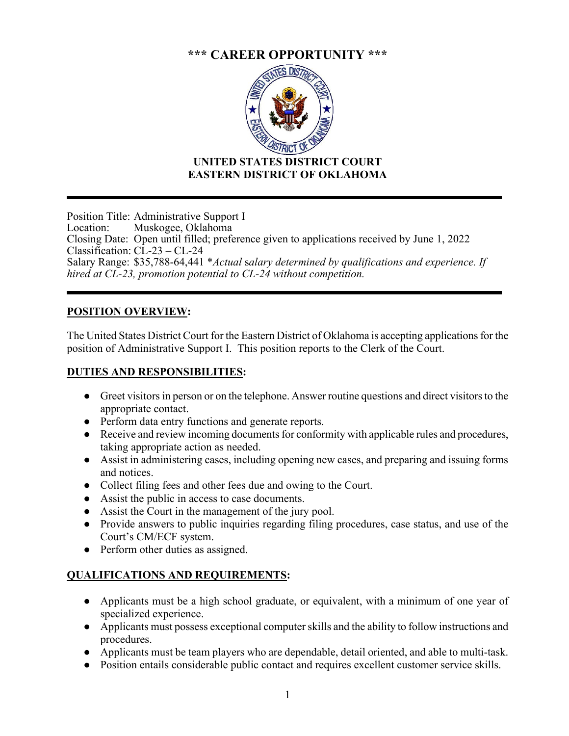# *** CAREER OPPORTUNITY ***

## UNITED STATES DISTRICT COURT
## EASTERN DISTRICT OF OKLAHOMA

---

Position Title: Administrative Support I
Location: Muskogee, Oklahoma
Closing Date: Open until filled; preference given to applications received by June 1, 2022
Classification: CL-23 – CL-24
Salary Range: $35,788-64,441 **Actual salary determined by qualifications and experience. If hired at CL-23, promotion potential to CL-24 without competition.*

---

## POSITION OVERVIEW:

The United States District Court for the Eastern District of Oklahoma is accepting applications for the position of Administrative Support I. This position reports to the Clerk of the Court.

## DUTIES AND RESPONSIBILITIES:

- Greet visitors in person or on the telephone. Answer routine questions and direct visitors to the appropriate contact.
- Perform data entry functions and generate reports.
- Receive and review incoming documents for conformity with applicable rules and procedures, taking appropriate action as needed.
- Assist in administering cases, including opening new cases, and preparing and issuing forms and notices.
- Collect filing fees and other fees due and owing to the Court.
- Assist the public in access to case documents.
- Assist the Court in the management of the jury pool.
- Provide answers to public inquiries regarding filing procedures, case status, and use of the Court's CM/ECF system.
- Perform other duties as assigned.

## QUALIFICATIONS AND REQUIREMENTS:

- Applicants must be a high school graduate, or equivalent, with a minimum of one year of specialized experience.
- Applicants must possess exceptional computer skills and the ability to follow instructions and procedures.
- Applicants must be team players who are dependable, detail oriented, and able to multi-task.
- Position entails considerable public contact and requires excellent customer service skills.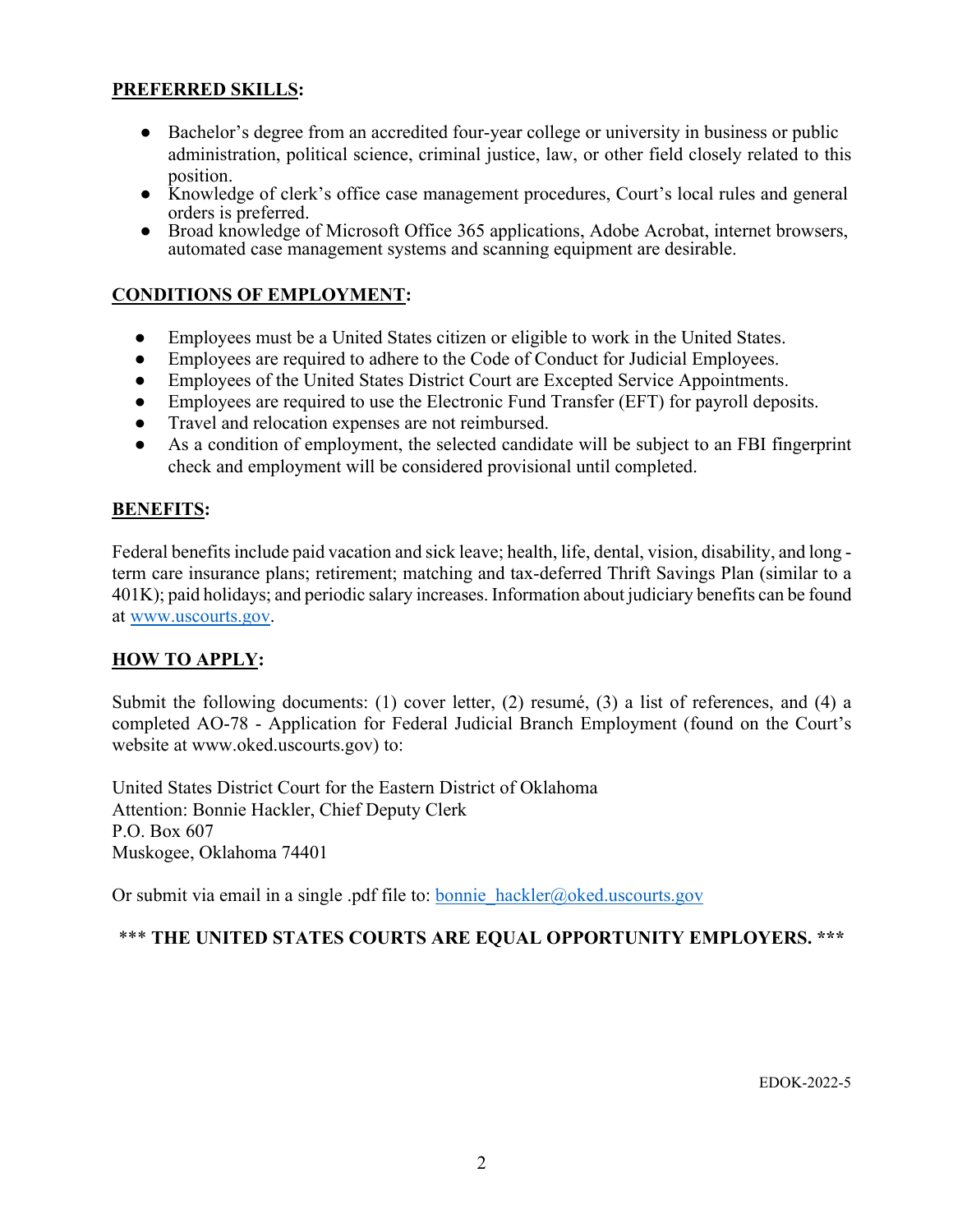**PREFERRED SKILLS:**

- Bachelor's degree from an accredited four-year college or university in business or public administration, political science, criminal justice, law, or other field closely related to this position.
- Knowledge of clerk's office case management procedures, Court's local rules and general orders is preferred.
- Broad knowledge of Microsoft Office 365 applications, Adobe Acrobat, internet browsers, automated case management systems and scanning equipment are desirable.

**CONDITIONS OF EMPLOYMENT:**

- Employees must be a United States citizen or eligible to work in the United States.
- Employees are required to adhere to the Code of Conduct for Judicial Employees.
- Employees of the United States District Court are Excepted Service Appointments.
- Employees are required to use the Electronic Fund Transfer (EFT) for payroll deposits.
- Travel and relocation expenses are not reimbursed.
- As a condition of employment, the selected candidate will be subject to an FBI fingerprint check and employment will be considered provisional until completed.

**BENEFITS:**

Federal benefits include paid vacation and sick leave; health, life, dental, vision, disability, and long-term care insurance plans; retirement; matching and tax-deferred Thrift Savings Plan (similar to a 401K); paid holidays; and periodic salary increases. Information about judiciary benefits can be found at www.uscourts.gov.

**HOW TO APPLY:**

Submit the following documents: (1) cover letter, (2) resumé, (3) a list of references, and (4) a completed AO-78 - Application for Federal Judicial Branch Employment (found on the Court's website at www.oked.uscourts.gov) to:

United States District Court for the Eastern District of Oklahoma
Attention: Bonnie Hackler, Chief Deputy Clerk
P.O. Box 607
Muskogee, Oklahoma 74401

Or submit via email in a single .pdf file to: bonnie_hackler@oked.uscourts.gov

**\*\*\* THE UNITED STATES COURTS ARE EQUAL OPPORTUNITY EMPLOYERS. \*\*\***

EDOK-2022-5